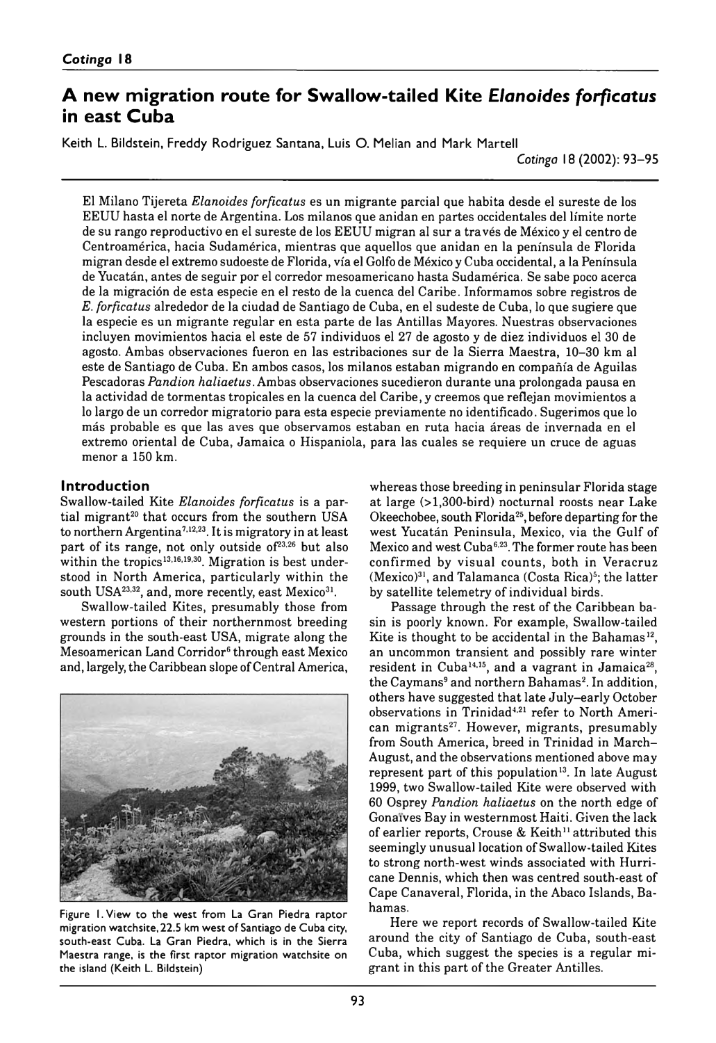# A new migration route for Swallow-tailed Kite *Elanoides forficatus* in east Cuba

Keith L. Bildstein, Freddy Rodriguez Santana, Luis O. Melian and Mark Martell

*Cotinga* 18 (2002): 93–95

El Milano Tijereta *Elanoides forficatus* es un migrante parcial que habita desde el sureste de los EEUU hasta el norte de Argentina. Los milanos que anidan en partes occidentales del límite norte de su rango reproductivo en el sureste de los EEUU migran al sur a través de México y el centro de Centroamérica, hacia Sudamérica, mientras que aquellos que anidan en la península de Florida migran desde el extremo sudoeste de Florida, vía el Golfo de México y Cuba occidental, a la Península de Yucatán, antes de seguir por el corredor mesoamericano hasta Sudamérica. Se sabe poco acerca de la migración de esta especie en el resto de la cuenca del Caribe. Informamos sobre registros de *E. forficatus* alrededor de la ciudad de Santiago de Cuba, en el sudeste de Cuba, lo que sugiere que la especie es un migrante regular en esta parte de las Antillas Mayores. Nuestras observaciones incluyen movimientos hacia el este de 57 individuos el 27 de agosto y de diez individuos el 30 de agosto. Ambas observaciones fueron en las estribaciones sur de la Sierra Maestra, 10–30 km al este de Santiago de Cuba. En ambos casos, los milanos estaban migrando en compañía de Aguilas Pescadoras *Pandion haliaetus*. Ambas observaciones sucedieron durante una prolongada pausa en la actividad de tormentas tropicales en la cuenca del Caribe, y creemos que reflejan movimientos a lo largo de un corredor migratorio para esta especie previamente no identificado. Sugerimos que lo más probable es que las aves que observamos estaban en ruta hacia áreas de invernada en el extremo oriental de Cuba, Jamaica o Hispaniola, para las cuales se requiere un cruce de aguas menor a 150 km.

## Introduction

Swallow-tailed Kite *Elanoides forficatus* is a partial migrant[20] that occurs from the southern USA to northern Argentina[7,12,23]. It is migratory in at least part of its range, not only outside of[23,26] but also within the tropics[13,16,19,30]. Migration is best understood in North America, particularly within the south USA[23,32], and, more recently, east Mexico[31].

Swallow-tailed Kites, presumably those from western portions of their northernmost breeding grounds in the south-east USA, migrate along the Mesoamerican Land Corridor[6] through east Mexico and, largely, the Caribbean slope of Central America, whereas those breeding in peninsular Florida stage at large (>1,300-bird) nocturnal roosts near Lake Okeechobee, south Florida[25], before departing for the west Yucatán Peninsula, Mexico, via the Gulf of Mexico and west Cuba[6,23]. The former route has been confirmed by visual counts, both in Veracruz (Mexico)[31], and Talamanca (Costa Rica)[5]; the latter by satellite telemetry of individual birds.

Figure 1. View to the west from La Gran Piedra raptor migration watchsite, 22.5 km west of Santiago de Cuba city, south-east Cuba. La Gran Piedra, which is in the Sierra Maestra range, is the first raptor migration watchsite on the island (Keith L. Bildstein)

Passage through the rest of the Caribbean basin is poorly known. For example, Swallow-tailed Kite is thought to be accidental in the Bahamas[12], an uncommon transient and possibly rare winter resident in Cuba[14,15], and a vagrant in Jamaica[28], the Caymans[9] and northern Bahamas[2]. In addition, others have suggested that late July–early October observations in Trinidad[4,21] refer to North American migrants[27]. However, migrants, presumably from South America, breed in Trinidad in March–August, and the observations mentioned above may represent part of this population[13]. In late August 1999, two Swallow-tailed Kite were observed with 60 Osprey *Pandion haliaetus* on the north edge of Gonaïves Bay in westernmost Haiti. Given the lack of earlier reports, Crouse & Keith[11] attributed this seemingly unusual location of Swallow-tailed Kites to strong north-west winds associated with Hurricane Dennis, which then was centred south-east of Cape Canaveral, Florida, in the Abaco Islands, Bahamas.

Here we report records of Swallow-tailed Kite around the city of Santiago de Cuba, south-east Cuba, which suggest the species is a regular migrant in this part of the Greater Antilles.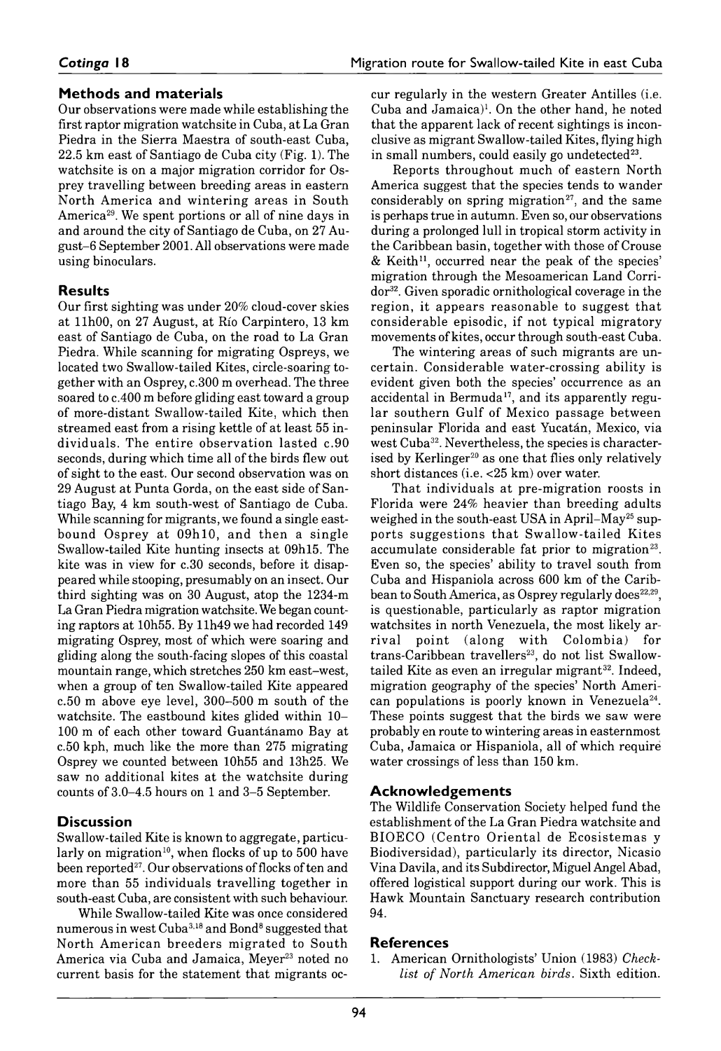## Methods and materials

Our observations were made while establishing the first raptor migration watchsite in Cuba, at La Gran Piedra in the Sierra Maestra of south-east Cuba, 22.5 km east of Santiago de Cuba city (Fig. 1). The watchsite is on a major migration corridor for Osprey travelling between breeding areas in eastern North America and wintering areas in South America[29]. We spent portions or all of nine days in and around the city of Santiago de Cuba, on 27 August–6 September 2001. All observations were made using binoculars.

## Results

Our first sighting was under 20% cloud-cover skies at 11h00, on 27 August, at Río Carpintero, 13 km east of Santiago de Cuba, on the road to La Gran Piedra. While scanning for migrating Ospreys, we located two Swallow-tailed Kites, circle-soaring together with an Osprey, c.300 m overhead. The three soared to c.400 m before gliding east toward a group of more-distant Swallow-tailed Kite, which then streamed east from a rising kettle of at least 55 individuals. The entire observation lasted c.90 seconds, during which time all of the birds flew out of sight to the east. Our second observation was on 29 August at Punta Gorda, on the east side of Santiago Bay, 4 km south-west of Santiago de Cuba. While scanning for migrants, we found a single eastbound Osprey at 09h10, and then a single Swallow-tailed Kite hunting insects at 09h15. The kite was in view for c.30 seconds, before it disappeared while stooping, presumably on an insect. Our third sighting was on 30 August, atop the 1234-m La Gran Piedra migration watchsite. We began counting raptors at 10h55. By 11h49 we had recorded 149 migrating Osprey, most of which were soaring and gliding along the south-facing slopes of this coastal mountain range, which stretches 250 km east–west, when a group of ten Swallow-tailed Kite appeared c.50 m above eye level, 300–500 m south of the watchsite. The eastbound kites glided within 10–100 m of each other toward Guantánamo Bay at c.50 kph, much like the more than 275 migrating Osprey we counted between 10h55 and 13h25. We saw no additional kites at the watchsite during counts of 3.0–4.5 hours on 1 and 3–5 September.

## Discussion

Swallow-tailed Kite is known to aggregate, particularly on migration[10], when flocks of up to 500 have been reported[27]. Our observations of flocks of ten and more than 55 individuals travelling together in south-east Cuba, are consistent with such behaviour.

While Swallow-tailed Kite was once considered numerous in west Cuba[3,18] and Bond[8] suggested that North American breeders migrated to South America via Cuba and Jamaica, Meyer[23] noted no current basis for the statement that migrants occur regularly in the western Greater Antilles (i.e. Cuba and Jamaica)[1]. On the other hand, he noted that the apparent lack of recent sightings is inconclusive as migrant Swallow-tailed Kites, flying high in small numbers, could easily go undetected[23].

Reports throughout much of eastern North America suggest that the species tends to wander considerably on spring migration[27], and the same is perhaps true in autumn. Even so, our observations during a prolonged lull in tropical storm activity in the Caribbean basin, together with those of Crouse & Keith[11], occurred near the peak of the species' migration through the Mesoamerican Land Corridor[32]. Given sporadic ornithological coverage in the region, it appears reasonable to suggest that considerable episodic, if not typical migratory movements of kites, occur through south-east Cuba.

The wintering areas of such migrants are uncertain. Considerable water-crossing ability is evident given both the species' occurrence as an accidental in Bermuda[17], and its apparently regular southern Gulf of Mexico passage between peninsular Florida and east Yucatán, Mexico, via west Cuba[32]. Nevertheless, the species is characterised by Kerlinger[20] as one that flies only relatively short distances (i.e. <25 km) over water.

That individuals at pre-migration roosts in Florida were 24% heavier than breeding adults weighed in the south-east USA in April–May[25] supports suggestions that Swallow-tailed Kites accumulate considerable fat prior to migration[23]. Even so, the species' ability to travel south from Cuba and Hispaniola across 600 km of the Caribbean to South America, as Osprey regularly does[22,29], is questionable, particularly as raptor migration watchsites in north Venezuela, the most likely arrival point (along with Colombia) for trans-Caribbean travellers[23], do not list Swallow-tailed Kite as even an irregular migrant[32]. Indeed, migration geography of the species' North American populations is poorly known in Venezuela[24]. These points suggest that the birds we saw were probably en route to wintering areas in easternmost Cuba, Jamaica or Hispaniola, all of which require water crossings of less than 150 km.

## Acknowledgements

The Wildlife Conservation Society helped fund the establishment of the La Gran Piedra watchsite and BIOECO (Centro Oriental de Ecosistemas y Biodiversidad), particularly its director, Nicasio Vina Davila, and its Subdirector, Miguel Angel Abad, offered logistical support during our work. This is Hawk Mountain Sanctuary research contribution 94.

## References

1. American Ornithologists' Union (1983) *Check-list of North American birds*. Sixth edition.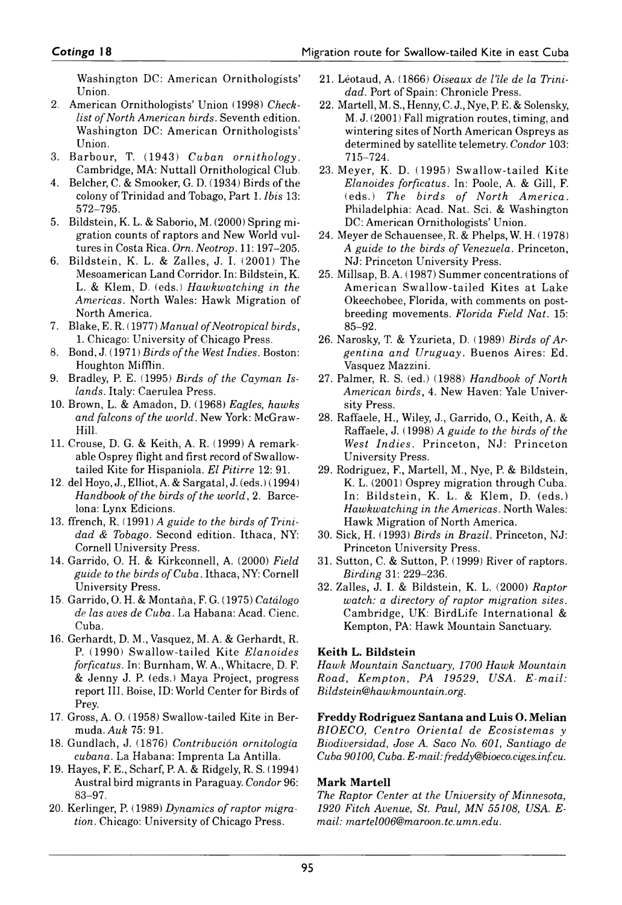Washington DC: American Ornithologists' Union.

2. American Ornithologists' Union (1998) *Check-list of North American birds*. Seventh edition. Washington DC: American Ornithologists' Union.
3. Barbour, T. (1943) *Cuban ornithology*. Cambridge, MA: Nuttall Ornithological Club.
4. Belcher, C. & Smooker, G. D. (1934) Birds of the colony of Trinidad and Tobago, Part 1. *Ibis* 13: 572–795.
5. Bildstein, K. L. & Saborio, M. (2000) Spring migration counts of raptors and New World vultures in Costa Rica. *Orn. Neotrop.* 11: 197–205.
6. Bildstein, K. L. & Zalles, J. I. (2001) The Mesoamerican Land Corridor. In: Bildstein, K. L. & Klem, D. (eds.) *Hawkwatching in the Americas*. North Wales: Hawk Migration of North America.
7. Blake, E. R. (1977) *Manual of Neotropical birds*, 1. Chicago: University of Chicago Press.
8. Bond, J. (1971) *Birds of the West Indies*. Boston: Houghton Mifflin.
9. Bradley, P. E. (1995) *Birds of the Cayman Islands*. Italy: Caerulea Press.
10. Brown, L. & Amadon, D. (1968) *Eagles, hawks and falcons of the world*. New York: McGraw-Hill.
11. Crouse, D. G. & Keith, A. R. (1999) A remarkable Osprey flight and first record of Swallow-tailed Kite for Hispaniola. *El Pitirre* 12: 91.
12. del Hoyo, J., Elliot, A. & Sargatal, J. (eds.) (1994) *Handbook of the birds of the world*, 2. Barcelona: Lynx Edicions.
13. ffrench, R. (1991) *A guide to the birds of Trinidad & Tobago*. Second edition. Ithaca, NY: Cornell University Press.
14. Garrido, O. H. & Kirkconnell, A. (2000) *Field guide to the birds of Cuba*. Ithaca, NY: Cornell University Press.
15. Garrido, O. H. & Montaña, F. G. (1975) *Catálogo de las aves de Cuba*. La Habana: Acad. Cienc. Cuba.
16. Gerhardt, D. M., Vasquez, M. A. & Gerhardt, R. P. (1990) Swallow-tailed Kite *Elanoides forficatus*. In: Burnham, W. A., Whitacre, D. F. & Jenny J. P. (eds.) Maya Project, progress report III. Boise, ID: World Center for Birds of Prey.
17. Gross, A. O. (1958) Swallow-tailed Kite in Bermuda. *Auk* 75: 91.
18. Gundlach, J. (1876) *Contribución ornitología cubana*. La Habana: Imprenta La Antilla.
19. Hayes, F. E., Scharf, P. A. & Ridgely, R. S. (1994) Austral bird migrants in Paraguay. *Condor* 96: 83–97.
20. Kerlinger, P. (1989) *Dynamics of raptor migration*. Chicago: University of Chicago Press.
21. Léotaud, A. (1866) *Oiseaux de l'île de la Trinidad*. Port of Spain: Chronicle Press.
22. Martell, M. S., Henny, C. J., Nye, P. E. & Solensky, M. J. (2001) Fall migration routes, timing, and wintering sites of North American Ospreys as determined by satellite telemetry. *Condor* 103: 715–724.
23. Meyer, K. D. (1995) Swallow-tailed Kite *Elanoides forficatus*. In: Poole, A. & Gill, F. (eds.) *The birds of North America*. Philadelphia: Acad. Nat. Sci. & Washington DC: American Ornithologists' Union.
24. Meyer de Schauensee, R. & Phelps, W. H. (1978) *A guide to the birds of Venezuela*. Princeton, NJ: Princeton University Press.
25. Millsap, B. A. (1987) Summer concentrations of American Swallow-tailed Kites at Lake Okeechobee, Florida, with comments on post-breeding movements. *Florida Field Nat.* 15: 85–92.
26. Narosky, T. & Yzurieta, D. (1989) *Birds of Argentina and Uruguay*. Buenos Aires: Ed. Vasquez Mazzini.
27. Palmer, R. S. (ed.) (1988) *Handbook of North American birds*, 4. New Haven: Yale University Press.
28. Raffaele, H., Wiley, J., Garrido, O., Keith, A. & Raffaele, J. (1998) *A guide to the birds of the West Indies*. Princeton, NJ: Princeton University Press.
29. Rodriguez, F., Martell, M., Nye, P. & Bildstein, K. L. (2001) Osprey migration through Cuba. In: Bildstein, K. L. & Klem, D. (eds.) *Hawkwatching in the Americas*. North Wales: Hawk Migration of North America.
30. Sick, H. (1993) *Birds in Brazil*. Princeton, NJ: Princeton University Press.
31. Sutton, C. & Sutton, P. (1999) River of raptors. *Birding* 31: 229–236.
32. Zalles, J. I. & Bildstein, K. L. (2000) *Raptor watch: a directory of raptor migration sites*. Cambridge, UK: BirdLife International & Kempton, PA: Hawk Mountain Sanctuary.

**Keith L. Bildstein**

*Hawk Mountain Sanctuary, 1700 Hawk Mountain Road, Kempton, PA 19529, USA. E-mail: Bildstein@hawkmountain.org.*

**Freddy Rodriguez Santana and Luis O. Melian**

*BIOECO, Centro Oriental de Ecosistemas y Biodiversidad, Jose A. Saco No. 601, Santiago de Cuba 90100, Cuba. E-mail: freddy@bioeco.ciges.inf.cu.*

**Mark Martell**

*The Raptor Center at the University of Minnesota, 1920 Fitch Avenue, St. Paul, MN 55108, USA. E-mail: martel006@maroon.tc.umn.edu.*